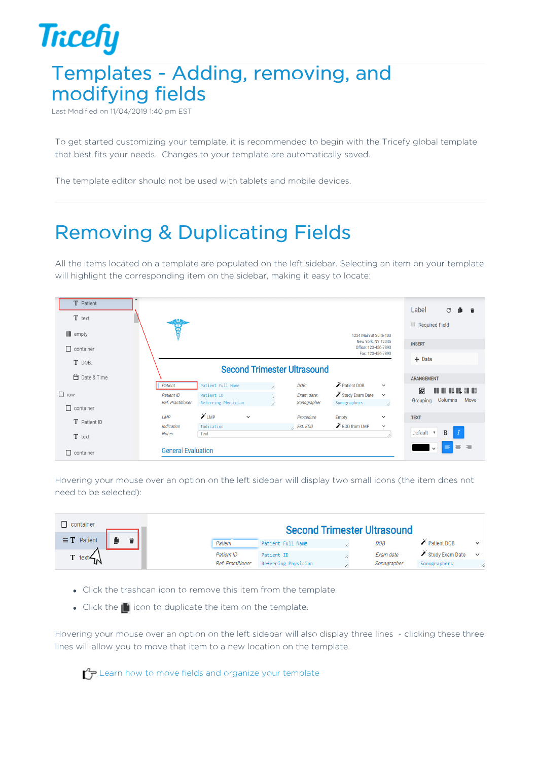# Templates - Adding, removing, and modifying fields

Last Modified on 11/04/2019 1:40 pm EST

To get started customizing your template, it is recommended to begin with the Tricefy global template that best fits your needs. Changes to your template are automatically saved.

The template editor should not be used with tablets and mobile devices.

## Removing & Duplicating Fields

All the items located on a template are populated on the left sidebar. Selecting an item on your template will highlight the corresponding item on the sidebar, making it easy to locate:

Hovering your mouse over an option on the left sidebar will display two small icons (the item does not need to be selected):

- Click the trashcan icon to remove this item from the template.
- Click the icon to duplicate the item on the template.

Hovering your mouse over an option on the left sidebar will also display three lines - clicking these three lines will allow you to move that item to a new location on the template.

Learn how to move fields and organize your template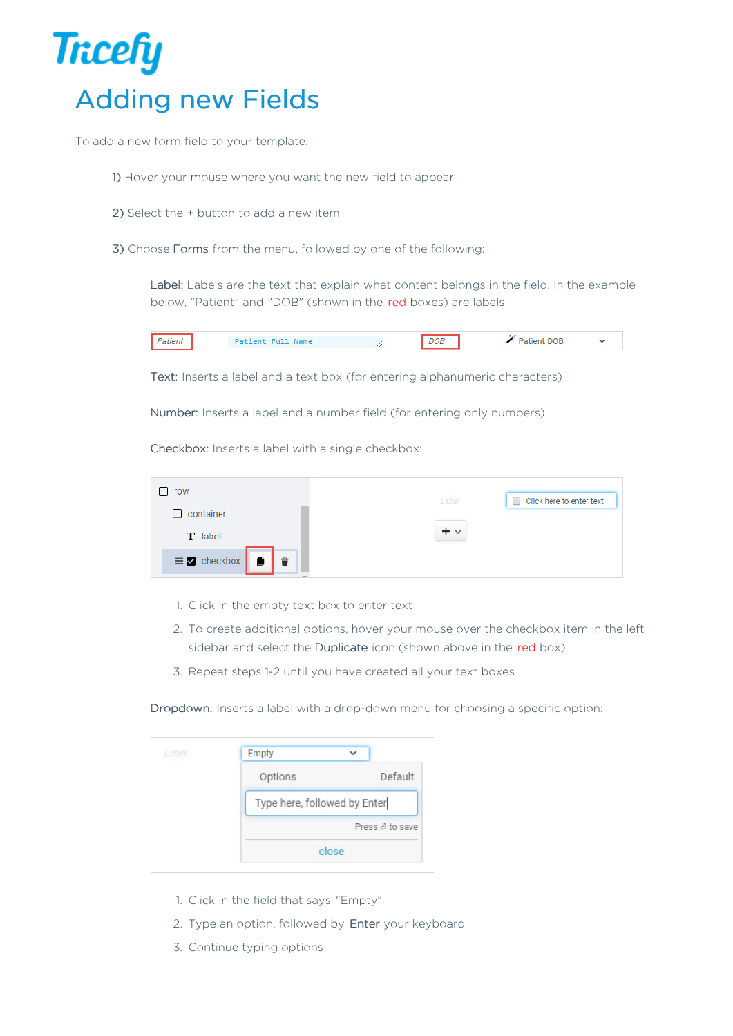# Adding new Fields

To add a new form field to your template:

1) Hover your mouse where you want the new field to appear

2) Select the + button to add a new item

3) Choose **Forms** from the menu, followed by one of the following:

**Label**: Labels are the text that explain what content belongs in the field. In the example below, "Patient" and "DOB" (shown in the red boxes) are labels:

**Text**: Inserts a label and a text box (for entering alphanumeric characters)

**Number**: Inserts a label and a number field (for entering only numbers)

**Checkbox**: Inserts a label with a single checkbox:

1. Click in the empty text box to enter text
2. To create additional options, hover your mouse over the checkbox item in the left sidebar and select the **Duplicate** icon (shown above in the red box)
3. Repeat steps 1-2 until you have created all your text boxes

**Dropdown**: Inserts a label with a drop-down menu for choosing a specific option:

1. Click in the field that says "Empty"
2. Type an option, followed by **Enter** your keyboard
3. Continue typing options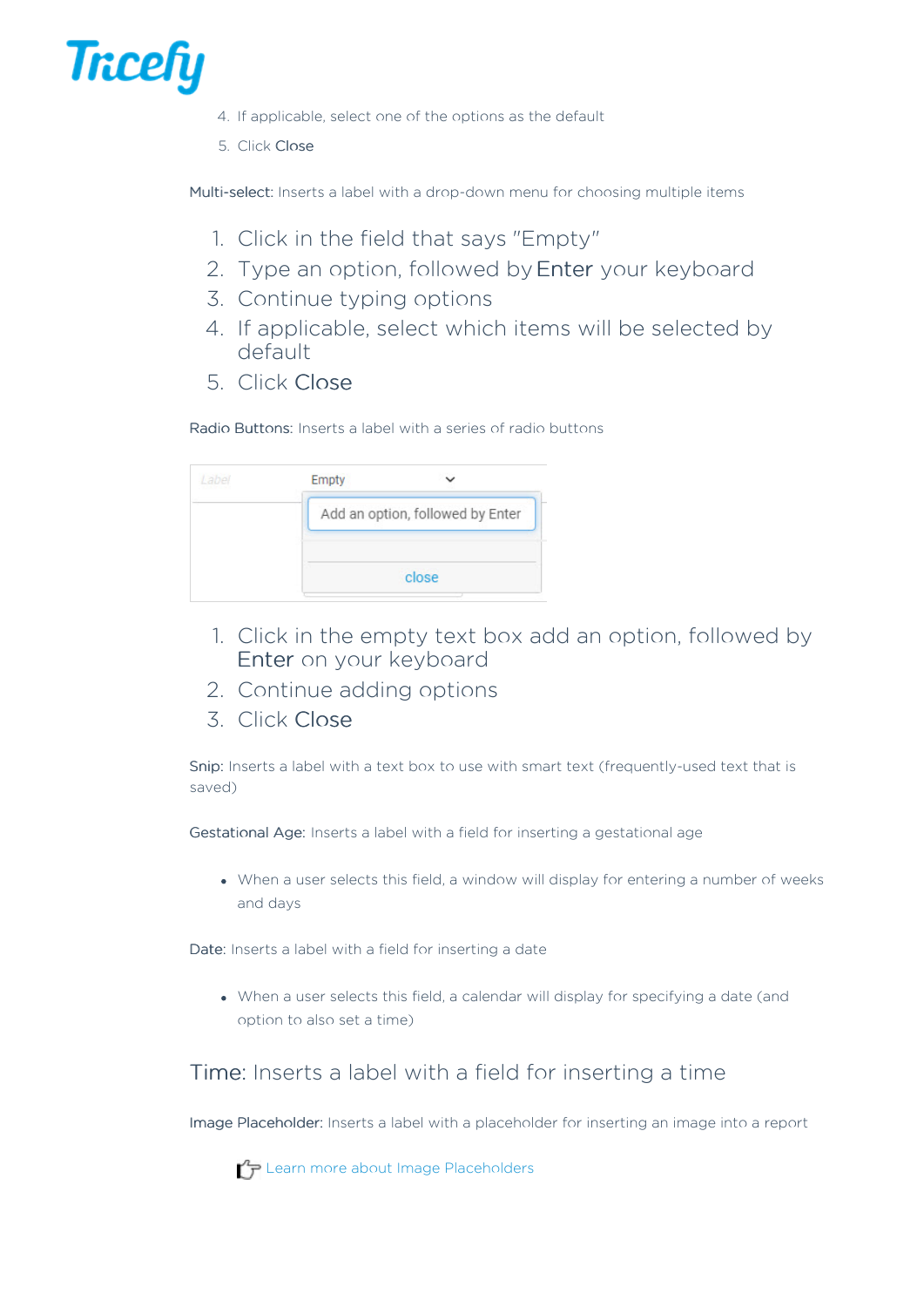4. If applicable, select one of the options as the default
5. Click Close

Multi-select: Inserts a label with a drop-down menu for choosing multiple items

1. Click in the field that says "Empty"
2. Type an option, followed by Enter your keyboard
3. Continue typing options
4. If applicable, select which items will be selected by default
5. Click Close

Radio Buttons: Inserts a label with a series of radio buttons

1. Click in the empty text box add an option, followed by Enter on your keyboard
2. Continue adding options
3. Click Close

Snip: Inserts a label with a text box to use with smart text (frequently-used text that is saved)

Gestational Age: Inserts a label with a field for inserting a gestational age

- When a user selects this field, a window will display for entering a number of weeks and days

Date: Inserts a label with a field for inserting a date

- When a user selects this field, a calendar will display for specifying a date (and option to also set a time)

Time: Inserts a label with a field for inserting a time

Image Placeholder: Inserts a label with a placeholder for inserting an image into a report

Learn more about Image Placeholders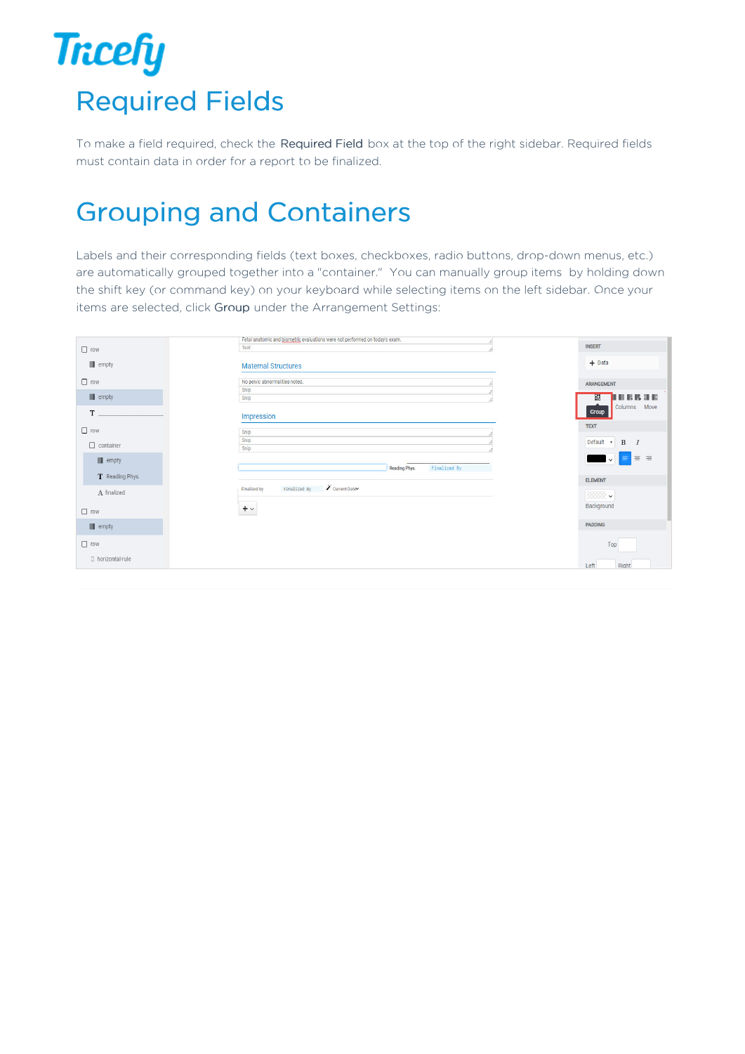## Required Fields

To make a field required, check the **Required Field** box at the top of the right sidebar. Required fields must contain data in order for a report to be finalized.

## Grouping and Containers

Labels and their corresponding fields (text boxes, checkboxes, radio buttons, drop-down menus, etc.) are automatically grouped together into a "container." You can manually group items by holding down the shift key (or command key) on your keyboard while selecting items on the left sidebar. Once your items are selected, click **Group** under the Arrangement Settings: